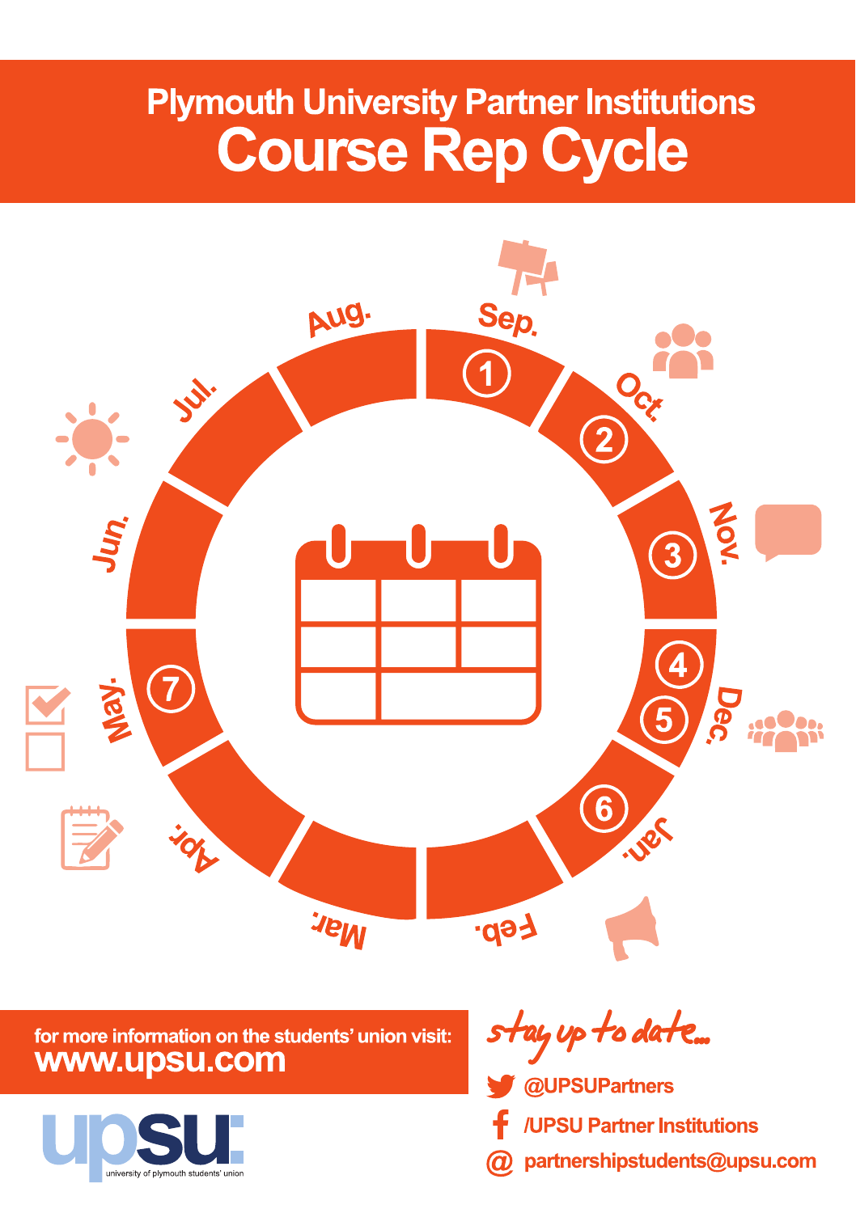# Plymouth University Partner Institutions

# Course Rep Cycle

Sep. 1

Oct. 2

Nov. 3

Dec. 4 5

Jan. 6

Feb.

Mar.

Apr.

May. 7

Jun.

Jul.

Aug.

for more information on the students' union visit:
**www.upsu.com**

upsu
university of plymouth students' union

*stay up to date...*

@UPSUPartners

/UPSU Partner Institutions

partnershipstudents@upsu.com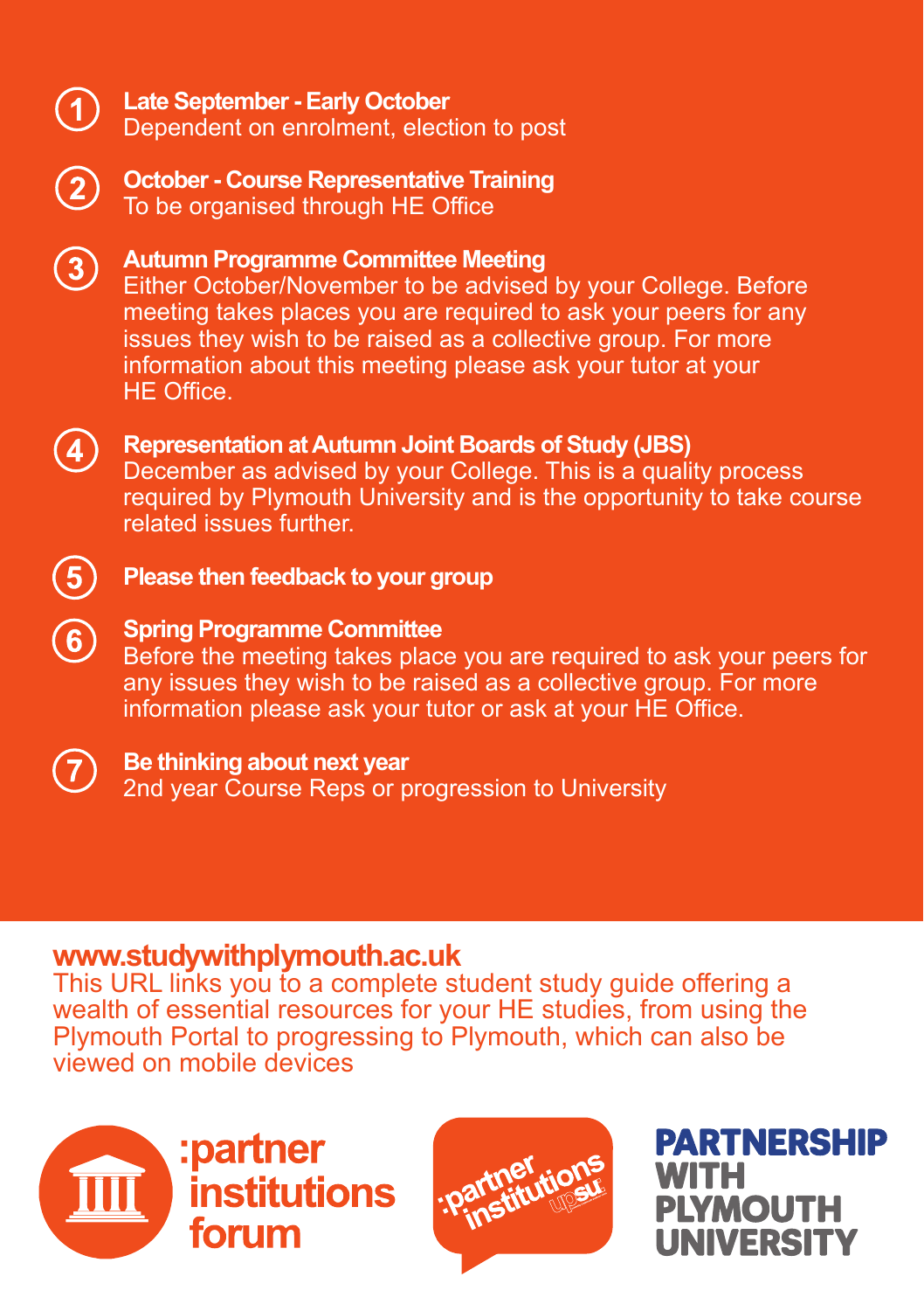1. **Late September - Early October**
   Dependent on enrolment, election to post

2. **October - Course Representative Training**
   To be organised through HE Office

3. **Autumn Programme Committee Meeting**
   Either October/November to be advised by your College. Before meeting takes places you are required to ask your peers for any issues they wish to be raised as a collective group. For more information about this meeting please ask your tutor at your HE Office.

4. **Representation at Autumn Joint Boards of Study (JBS)**
   December as advised by your College. This is a quality process required by Plymouth University and is the opportunity to take course related issues further.

5. **Please then feedback to your group**

6. **Spring Programme Committee**
   Before the meeting takes place you are required to ask your peers for any issues they wish to be raised as a collective group. For more information please ask your tutor or ask at your HE Office.

7. **Be thinking about next year**
   2nd year Course Reps or progression to University

**www.studywithplymouth.ac.uk**
This URL links you to a complete student study guide offering a wealth of essential resources for your HE studies, from using the Plymouth Portal to progressing to Plymouth, which can also be viewed on mobile devices

:partner institutions forum

:partner institutions upsu

PARTNERSHIP WITH PLYMOUTH UNIVERSITY